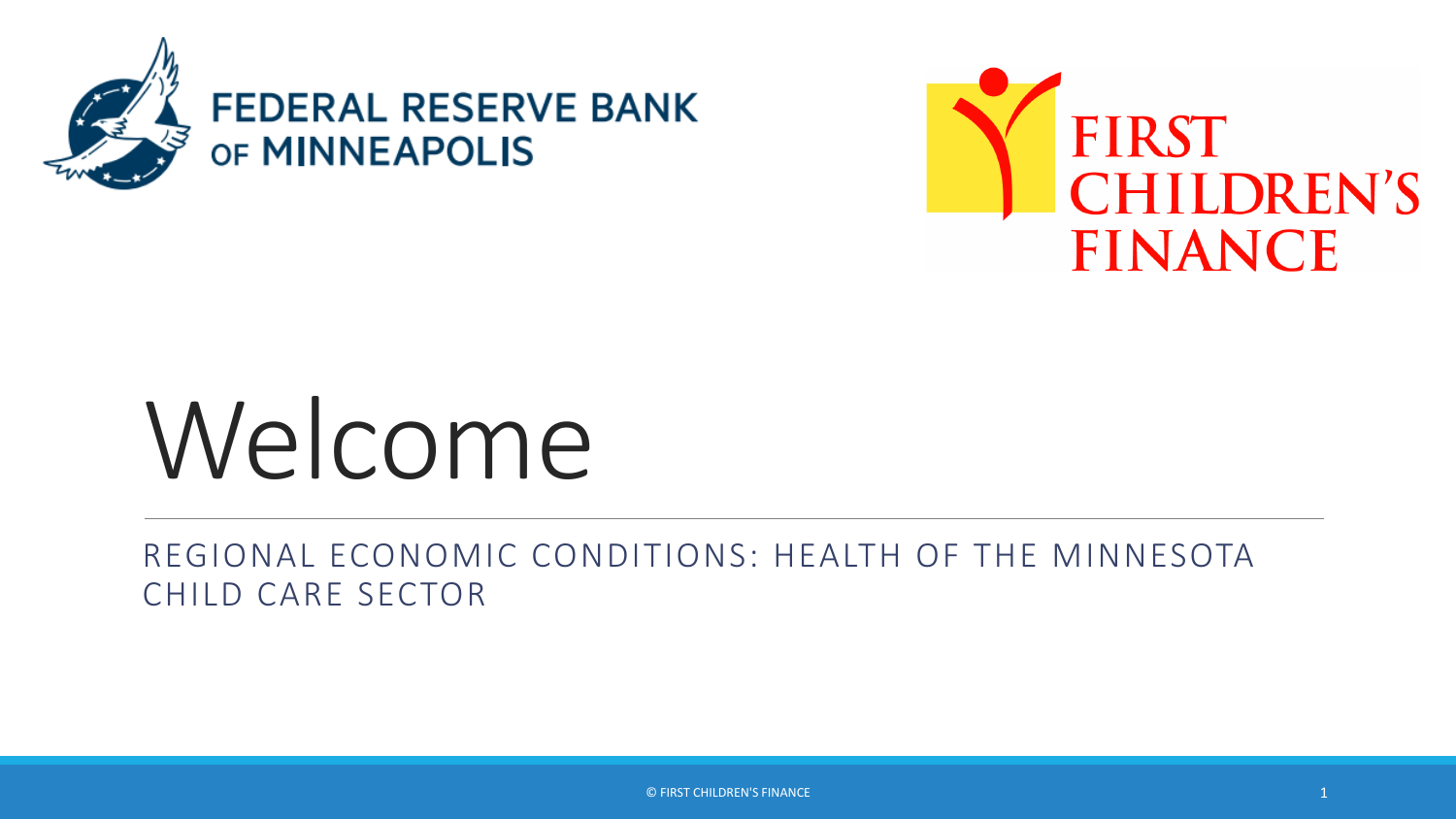FEDERAL RESERVE BANK OF MINNEAPOLIS

FIRST CHILDREN'S FINANCE

# Welcome

REGIONAL ECONOMIC CONDITIONS: HEALTH OF THE MINNESOTA CHILD CARE SECTOR

© FIRST CHILDREN'S FINANCE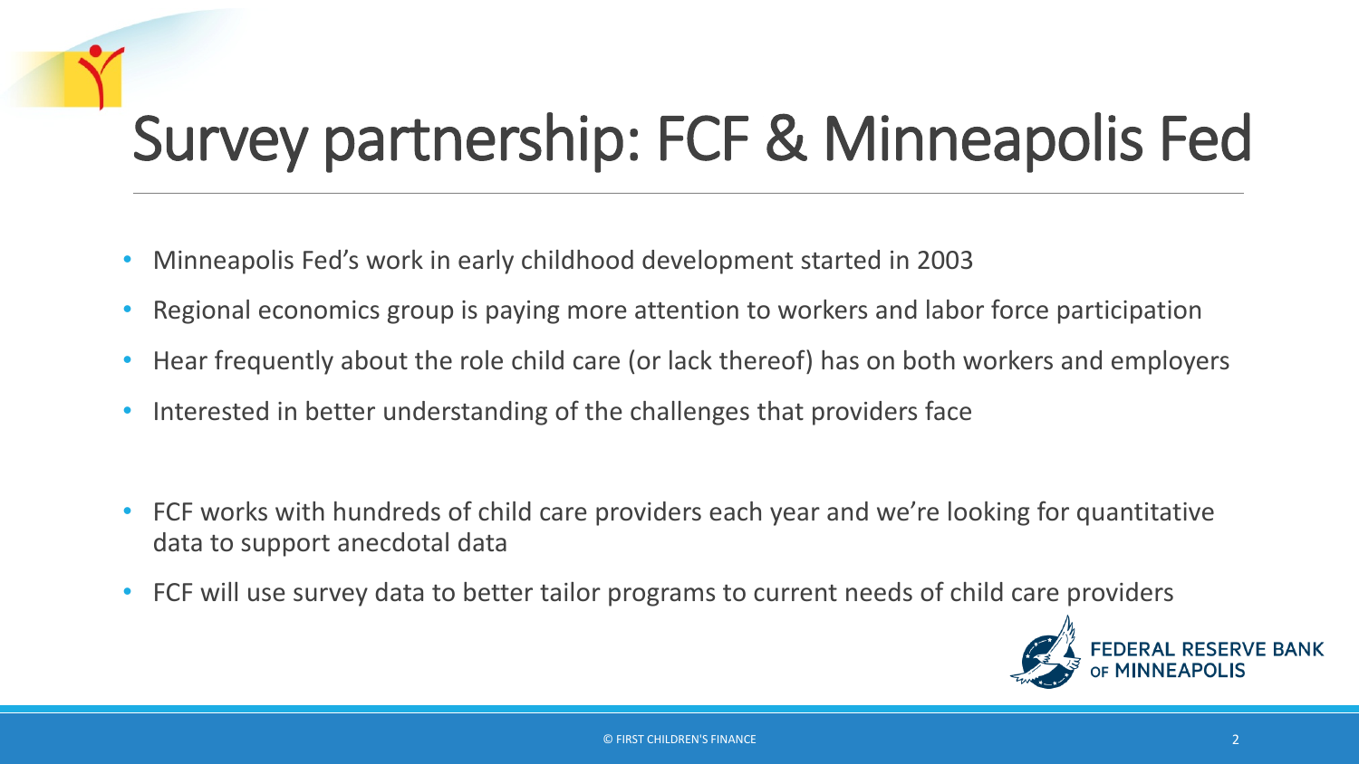# Survey partnership: FCF & Minneapolis Fed

- Minneapolis Fed's work in early childhood development started in 2003
- Regional economics group is paying more attention to workers and labor force participation
- Hear frequently about the role child care (or lack thereof) has on both workers and employers
- Interested in better understanding of the challenges that providers face

- FCF works with hundreds of child care providers each year and we're looking for quantitative data to support anecdotal data
- FCF will use survey data to better tailor programs to current needs of child care providers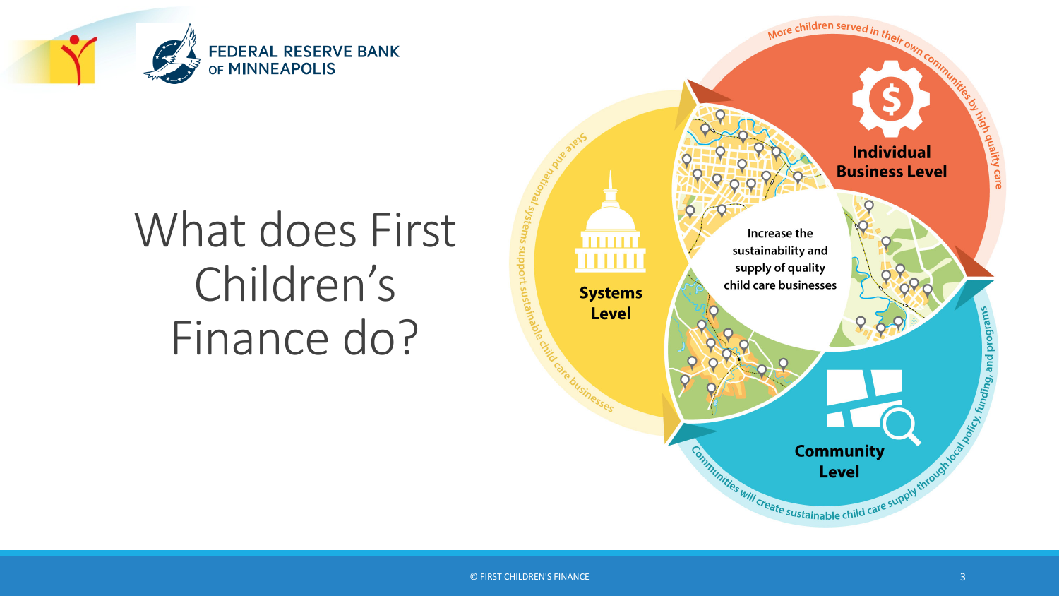# What does First Children's Finance do?

**Individual Business Level**

More children served in their own communities by high quality care

**Community Level**

Communities will create sustainable child care supply through local policy, funding, and programs

**Systems Level**

State and national systems support sustainable child care businesses

Increase the sustainability and supply of quality child care businesses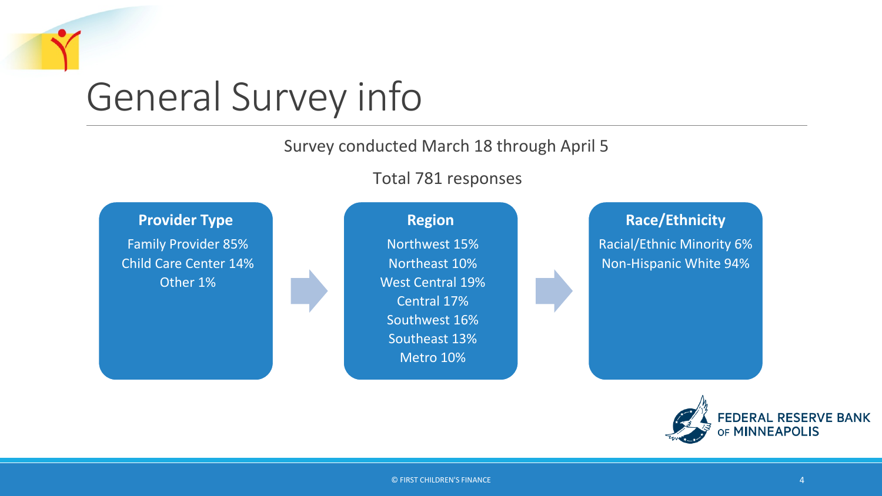# General Survey info

Survey conducted March 18 through April 5

Total 781 responses

### Provider Type

Family Provider 85%
Child Care Center 14%
Other 1%

### Region

Northwest 15%
Northeast 10%
West Central 19%
Central 17%
Southwest 16%
Southeast 13%
Metro 10%

### Race/Ethnicity

Racial/Ethnic Minority 6%
Non-Hispanic White 94%

FEDERAL RESERVE BANK OF MINNEAPOLIS

© FIRST CHILDREN'S FINANCE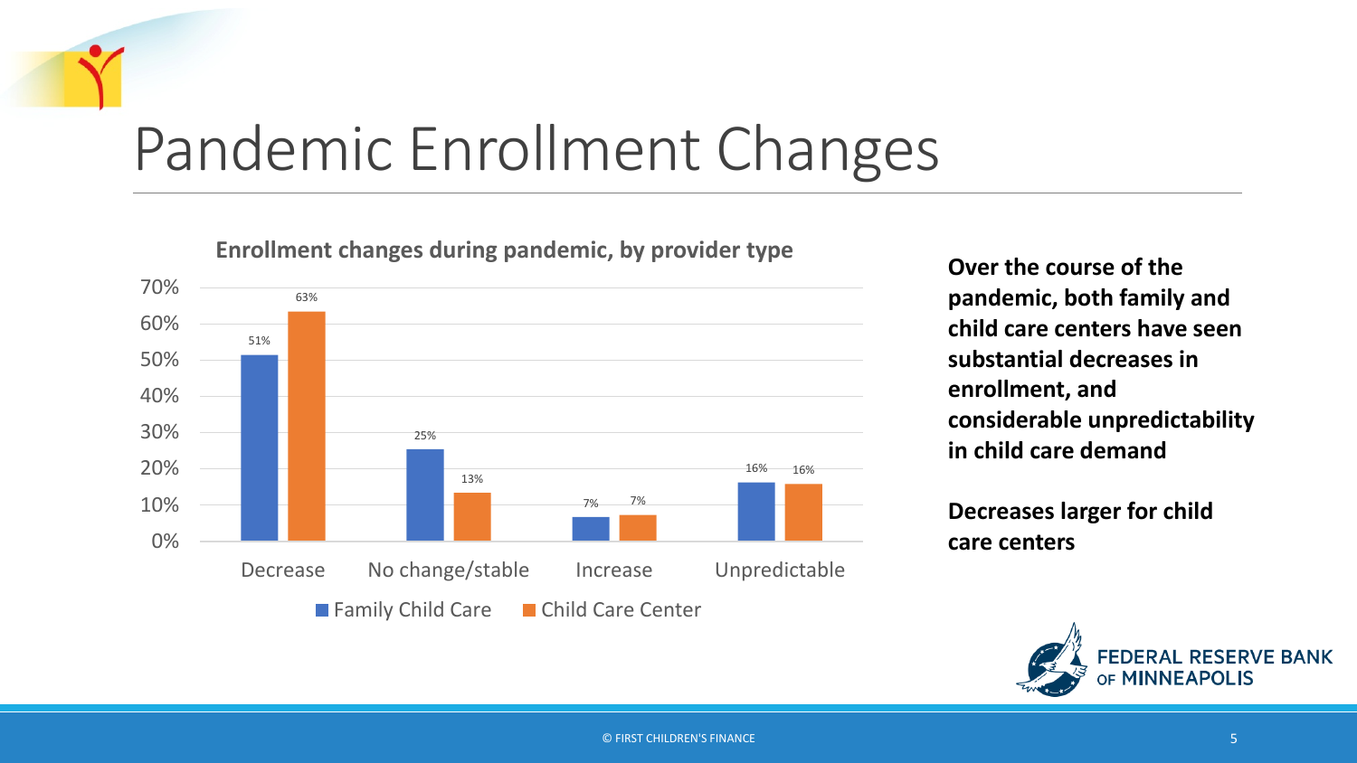# Pandemic Enrollment Changes

**Enrollment changes during pandemic, by provider type**

| | Family Child Care | Child Care Center |
|---|---|---|
| Decrease | 51% | 63% |
| No change/stable | 25% | 13% |
| Increase | 7% | 7% |
| Unpredictable | 16% | 16% |

**Over the course of the pandemic, both family and child care centers have seen substantial decreases in enrollment, and considerable unpredictability in child care demand**

**Decreases larger for child care centers**

© FIRST CHILDREN'S FINANCE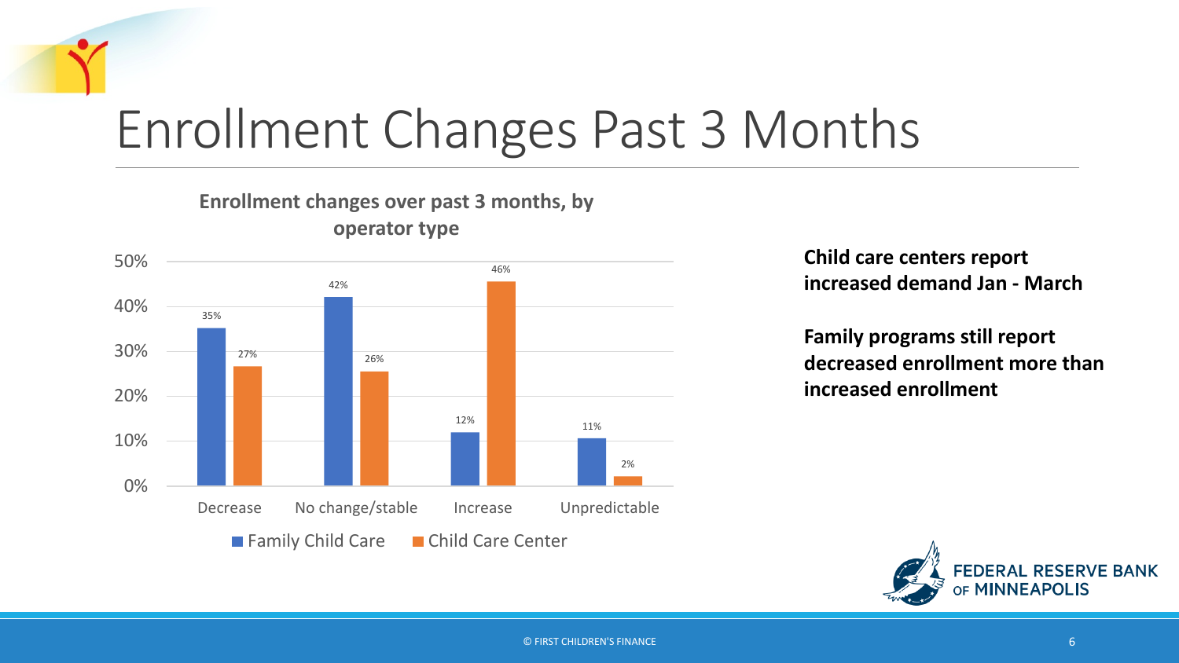# Enrollment Changes Past 3 Months

**Enrollment changes over past 3 months, by operator type**

| | Family Child Care | Child Care Center |
|---|---|---|
| Decrease | 35% | 27% |
| No change/stable | 42% | 26% |
| Increase | 12% | 46% |
| Unpredictable | 11% | 2% |

**Child care centers report increased demand Jan - March**

**Family programs still report decreased enrollment more than increased enrollment**

FEDERAL RESERVE BANK OF MINNEAPOLIS

© FIRST CHILDREN'S FINANCE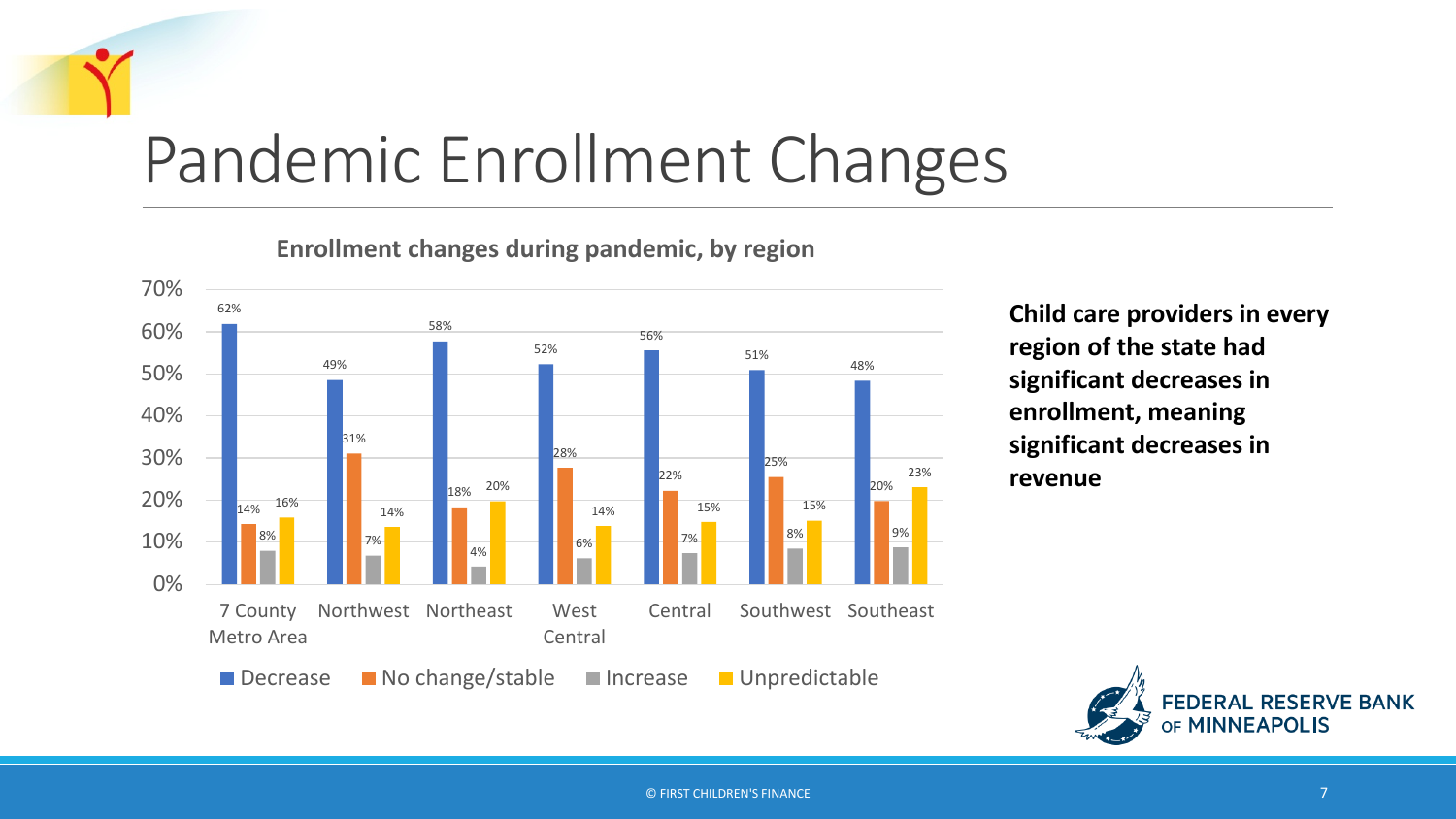# Pandemic Enrollment Changes

**Enrollment changes during pandemic, by region**

| Region | Decrease | No change/stable | Increase | Unpredictable |
| --- | --- | --- | --- | --- |
| 7 County Metro Area | 62% | 14% | 8% | 16% |
| Northwest | 49% | 31% | 7% | 14% |
| Northeast | 58% | 18% | 4% | 20% |
| West Central | 52% | 28% | 6% | 14% |
| Central | 56% | 22% | 7% | 15% |
| Southwest | 51% | 25% | 8% | 15% |
| Southeast | 48% | 20% | 9% | 23% |

**Child care providers in every region of the state had significant decreases in enrollment, meaning significant decreases in revenue**

FEDERAL RESERVE BANK OF MINNEAPOLIS

© FIRST CHILDREN'S FINANCE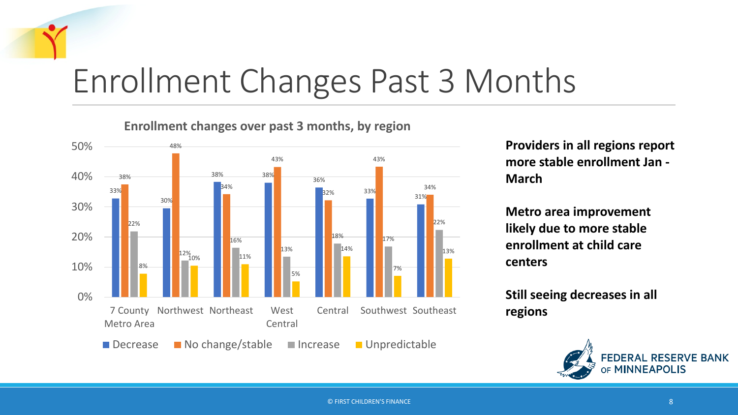# Enrollment Changes Past 3 Months

**Enrollment changes over past 3 months, by region**

| Region | Decrease | No change/stable | Increase | Unpredictable |
| --- | --- | --- | --- | --- |
| 7 County Metro Area | 33% | 38% | 22% | 8% |
| Northwest | 30% | 48% | 12% | 10% |
| Northeast | 38% | 34% | 16% | 11% |
| West Central | 38% | 43% | 13% | 5% |
| Central | 36% | 32% | 18% | 14% |
| Southwest | 33% | 43% | 17% | 7% |
| Southeast | 31% | 34% | 22% | 13% |

**Providers in all regions report more stable enrollment Jan - March**

**Metro area improvement likely due to more stable enrollment at child care centers**

**Still seeing decreases in all regions**

FEDERAL RESERVE BANK OF MINNEAPOLIS

© FIRST CHILDREN'S FINANCE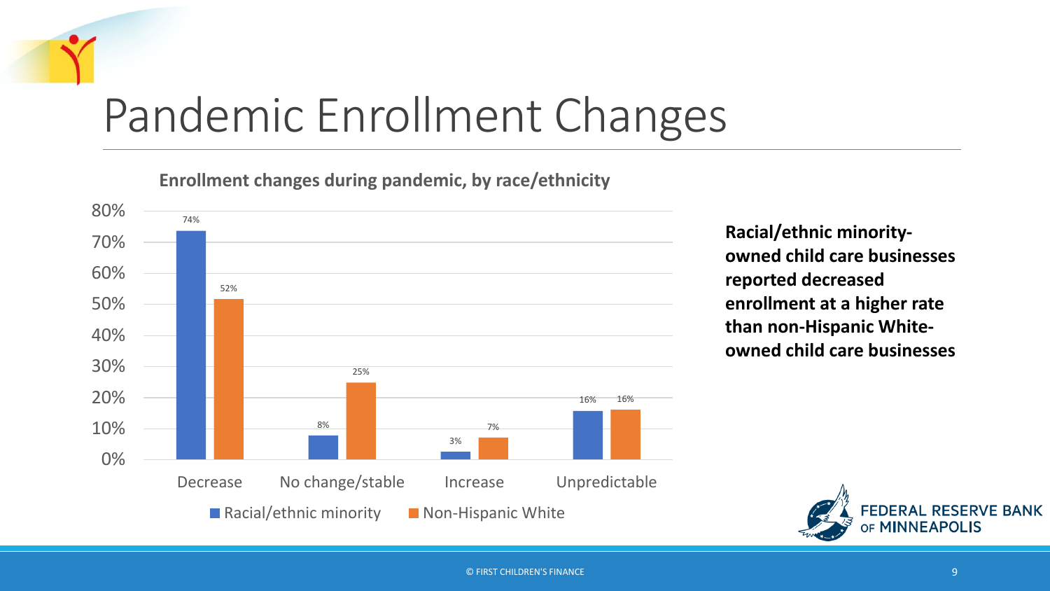# Pandemic Enrollment Changes

**Enrollment changes during pandemic, by race/ethnicity**

| | Racial/ethnic minority | Non-Hispanic White |
|---|---|---|
| Decrease | 74% | 52% |
| No change/stable | 8% | 25% |
| Increase | 3% | 7% |
| Unpredictable | 16% | 16% |

**Racial/ethnic minority-owned child care businesses reported decreased enrollment at a higher rate than non-Hispanic White-owned child care businesses**

FEDERAL RESERVE BANK OF MINNEAPOLIS

© FIRST CHILDREN'S FINANCE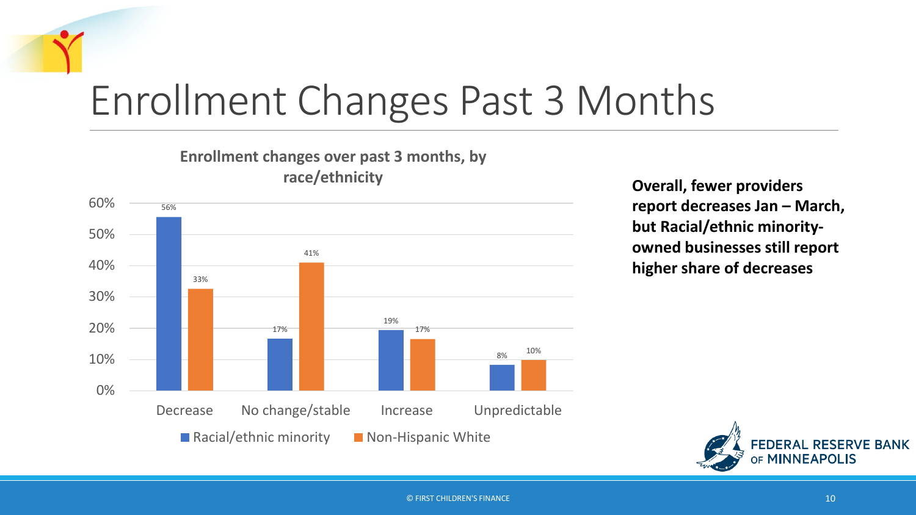# Enrollment Changes Past 3 Months

**Enrollment changes over past 3 months, by race/ethnicity**

| | Racial/ethnic minority | Non-Hispanic White |
|---|---|---|
| Decrease | 56% | 33% |
| No change/stable | 17% | 41% |
| Increase | 19% | 17% |
| Unpredictable | 8% | 10% |

**Overall, fewer providers report decreases Jan – March, but Racial/ethnic minority-owned businesses still report higher share of decreases**

FEDERAL RESERVE BANK OF MINNEAPOLIS

© FIRST CHILDREN'S FINANCE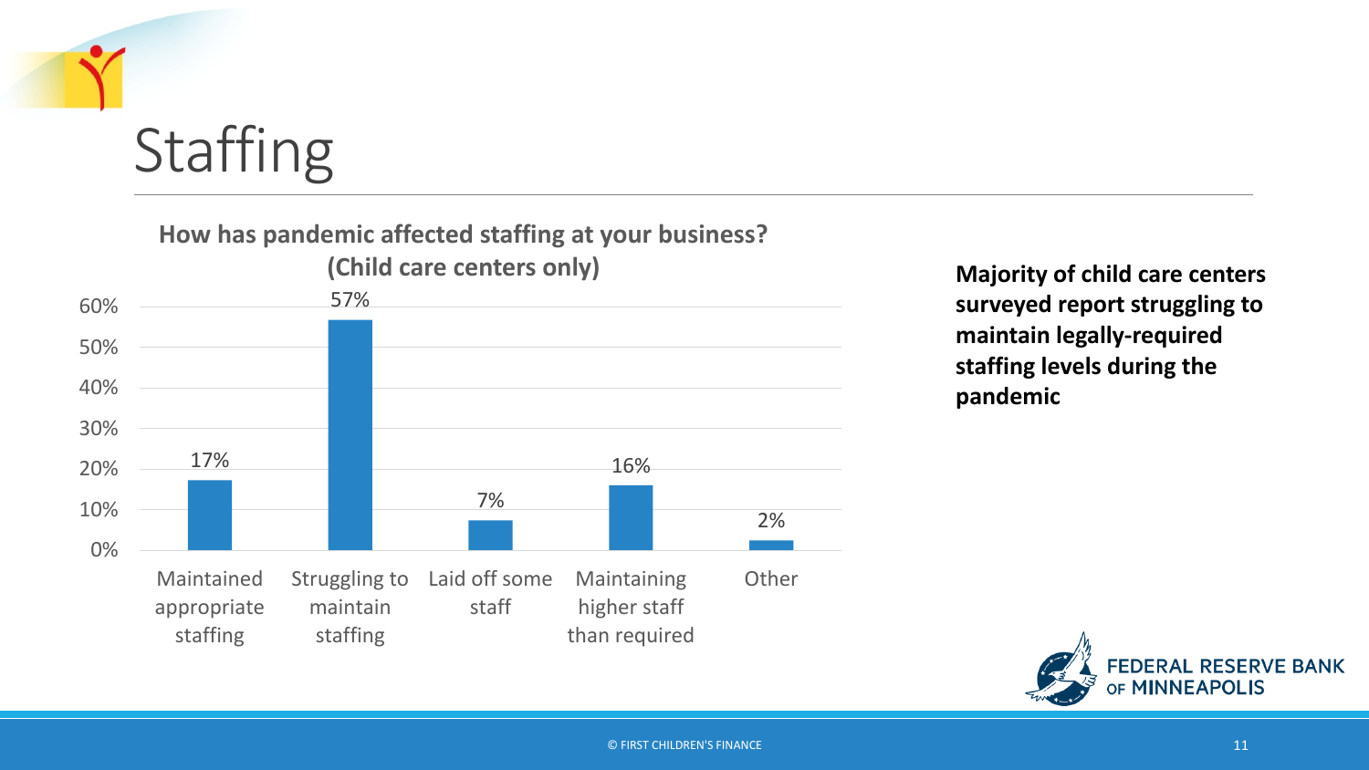# Staffing

**How has pandemic affected staffing at your business? (Child care centers only)**

| Response | Percent |
|---|---|
| Maintained appropriate staffing | 17% |
| Struggling to maintain staffing | 57% |
| Laid off some staff | 7% |
| Maintaining higher staff than required | 16% |
| Other | 2% |

**Majority of child care centers surveyed report struggling to maintain legally-required staffing levels during the pandemic**

FEDERAL RESERVE BANK OF MINNEAPOLIS

© FIRST CHILDREN'S FINANCE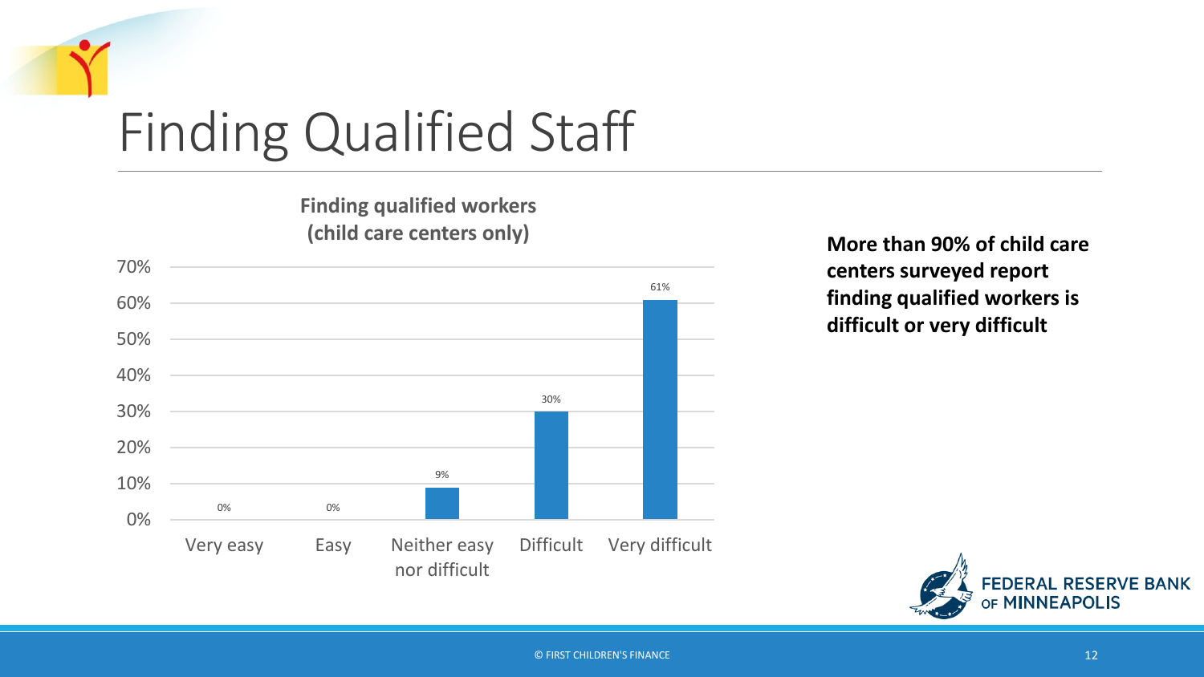# Finding Qualified Staff

**Finding qualified workers (child care centers only)**

| Response | Percent |
| --- | --- |
| Very easy | 0% |
| Easy | 0% |
| Neither easy nor difficult | 9% |
| Difficult | 30% |
| Very difficult | 61% |

**More than 90% of child care centers surveyed report finding qualified workers is difficult or very difficult**

FEDERAL RESERVE BANK OF MINNEAPOLIS

© FIRST CHILDREN'S FINANCE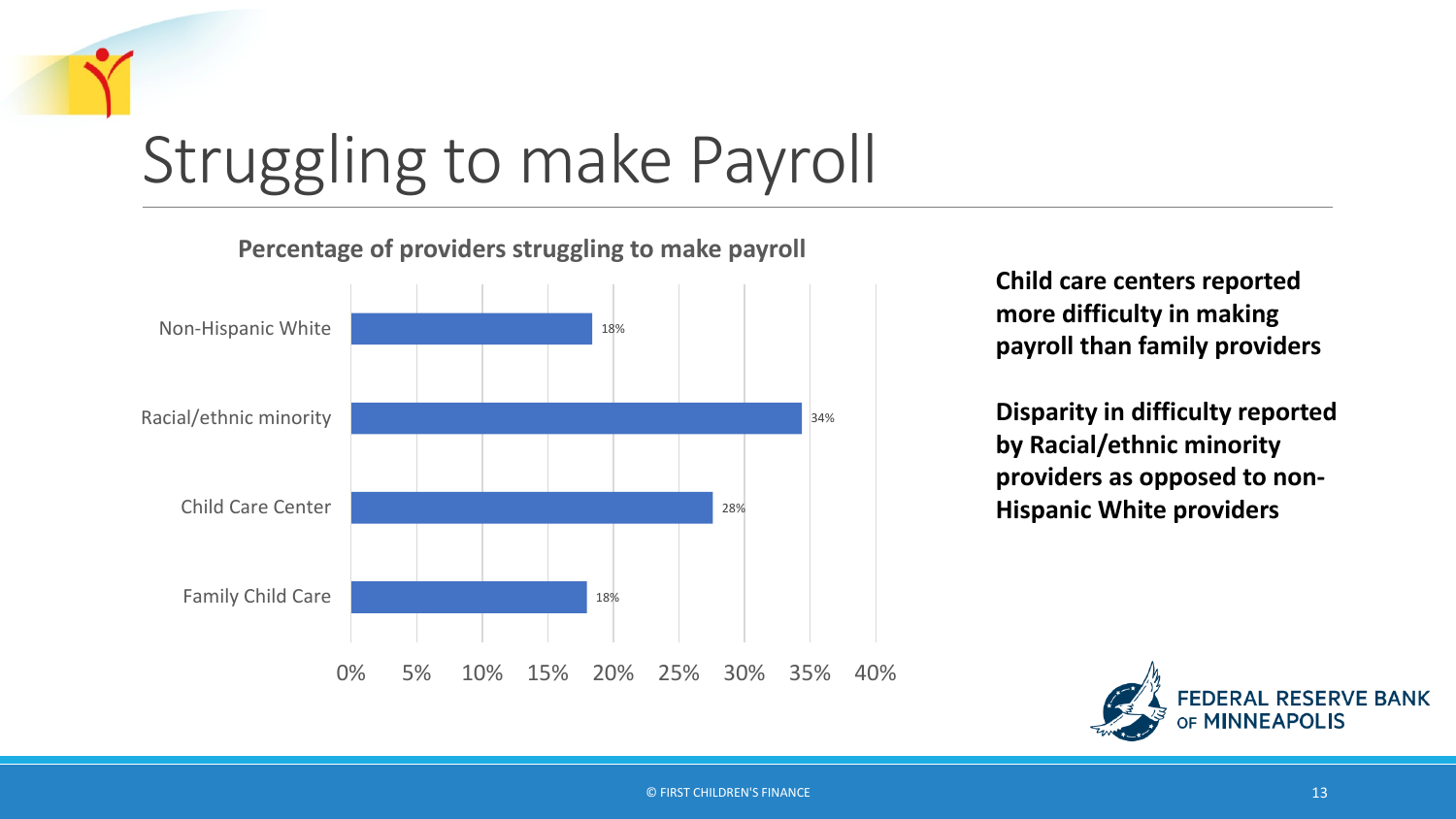# Struggling to make Payroll

**Percentage of providers struggling to make payroll**

| Category | Percentage |
| --- | --- |
| Non-Hispanic White | 18% |
| Racial/ethnic minority | 34% |
| Child Care Center | 28% |
| Family Child Care | 18% |

**Child care centers reported more difficulty in making payroll than family providers**

**Disparity in difficulty reported by Racial/ethnic minority providers as opposed to non-Hispanic White providers**

FEDERAL RESERVE BANK OF MINNEAPOLIS

© FIRST CHILDREN'S FINANCE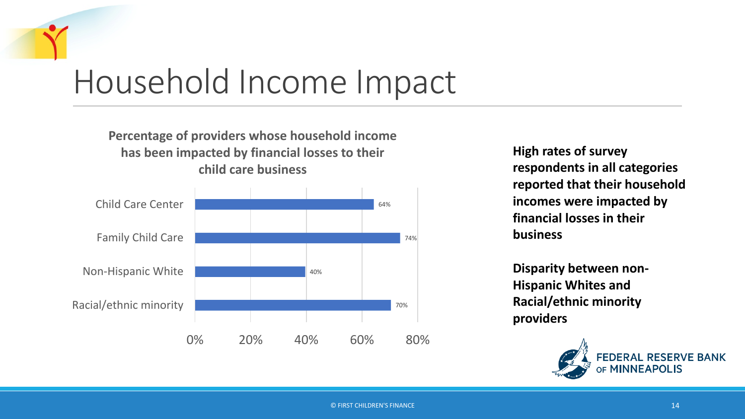# Household Income Impact

**Percentage of providers whose household income has been impacted by financial losses to their child care business**

| Category | Percentage |
| --- | --- |
| Child Care Center | 64% |
| Family Child Care | 74% |
| Non-Hispanic White | 40% |
| Racial/ethnic minority | 70% |

**High rates of survey respondents in all categories reported that their household incomes were impacted by financial losses in their business**

**Disparity between non-Hispanic Whites and Racial/ethnic minority providers**

FEDERAL RESERVE BANK OF MINNEAPOLIS

© FIRST CHILDREN'S FINANCE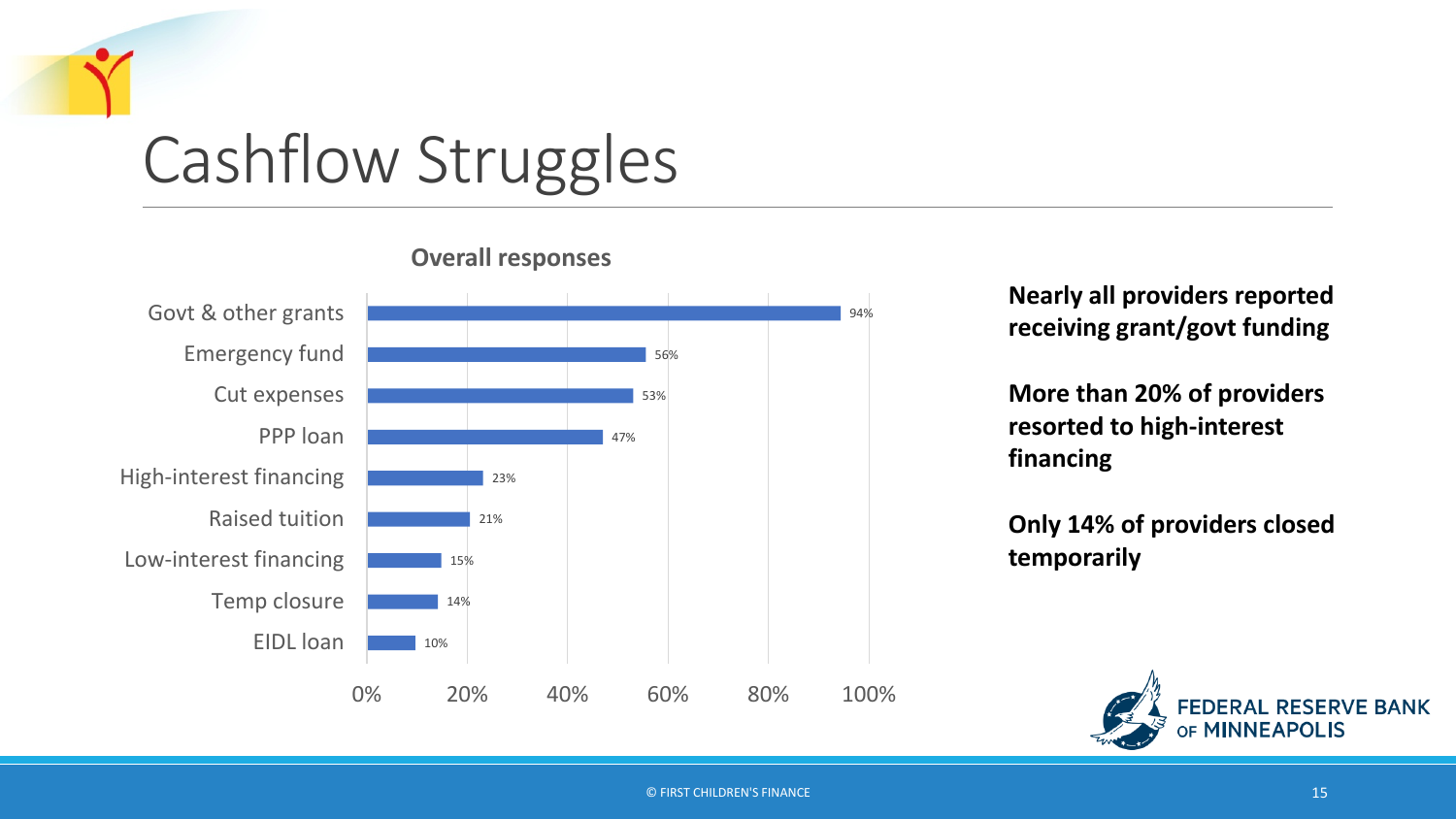# Cashflow Struggles

**Overall responses**

| Response | Percent |
| --- | --- |
| Govt & other grants | 94% |
| Emergency fund | 56% |
| Cut expenses | 53% |
| PPP loan | 47% |
| High-interest financing | 23% |
| Raised tuition | 21% |
| Low-interest financing | 15% |
| Temp closure | 14% |
| EIDL loan | 10% |

**Nearly all providers reported receiving grant/govt funding**

**More than 20% of providers resorted to high-interest financing**

**Only 14% of providers closed temporarily**

FEDERAL RESERVE BANK OF MINNEAPOLIS

© FIRST CHILDREN'S FINANCE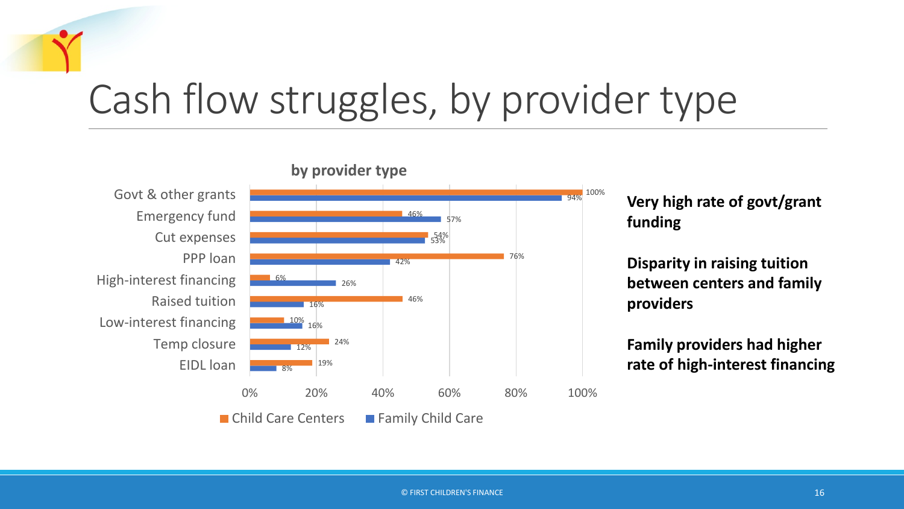# Cash flow struggles, by provider type

**by provider type**

| | Child Care Centers | Family Child Care |
|---|---|---|
| Govt & other grants | 100% | 94% |
| Emergency fund | 46% | 57% |
| Cut expenses | 54% | 53% |
| PPP loan | 76% | 42% |
| High-interest financing | 6% | 26% |
| Raised tuition | 46% | 16% |
| Low-interest financing | 10% | 16% |
| Temp closure | 24% | 12% |
| EIDL loan | 19% | 8% |

**Very high rate of govt/grant funding**

**Disparity in raising tuition between centers and family providers**

**Family providers had higher rate of high-interest financing**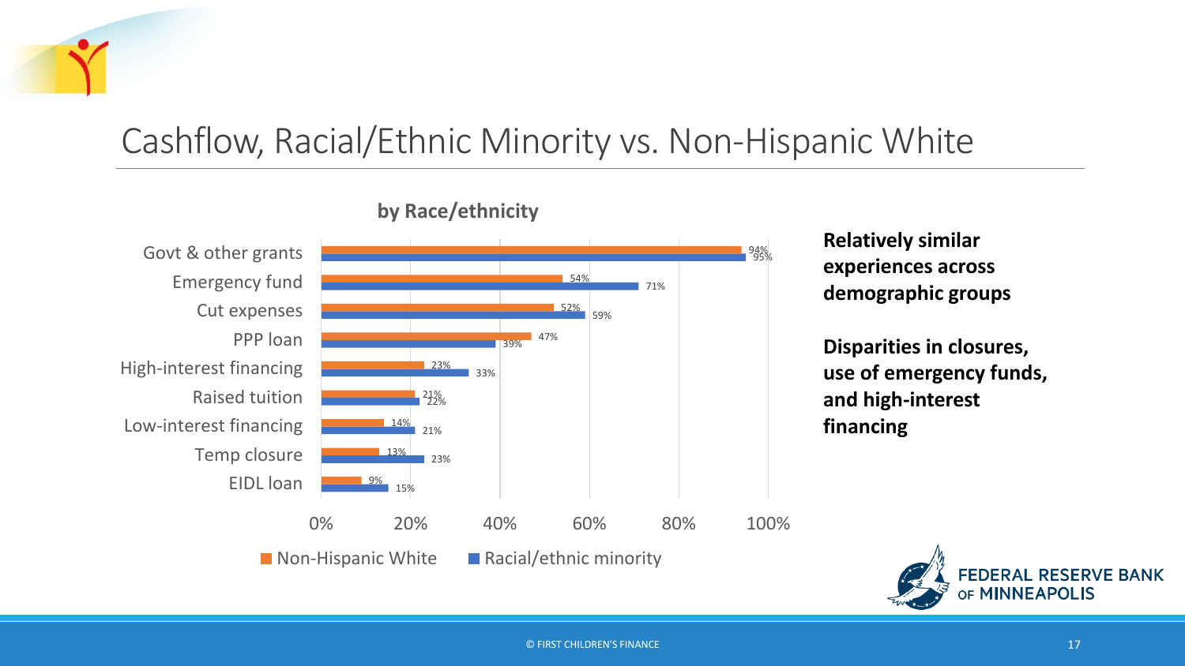# Cashflow, Racial/Ethnic Minority vs. Non-Hispanic White

**by Race/ethnicity**

| | Non-Hispanic White | Racial/ethnic minority |
|---|---|---|
| Govt & other grants | 94% | 95% |
| Emergency fund | 54% | 71% |
| Cut expenses | 52% | 59% |
| PPP loan | 47% | 39% |
| High-interest financing | 23% | 33% |
| Raised tuition | 21% | 22% |
| Low-interest financing | 14% | 21% |
| Temp closure | 13% | 23% |
| EIDL loan | 9% | 15% |

**Relatively similar experiences across demographic groups**

**Disparities in closures, use of emergency funds, and high-interest financing**

© FIRST CHILDREN'S FINANCE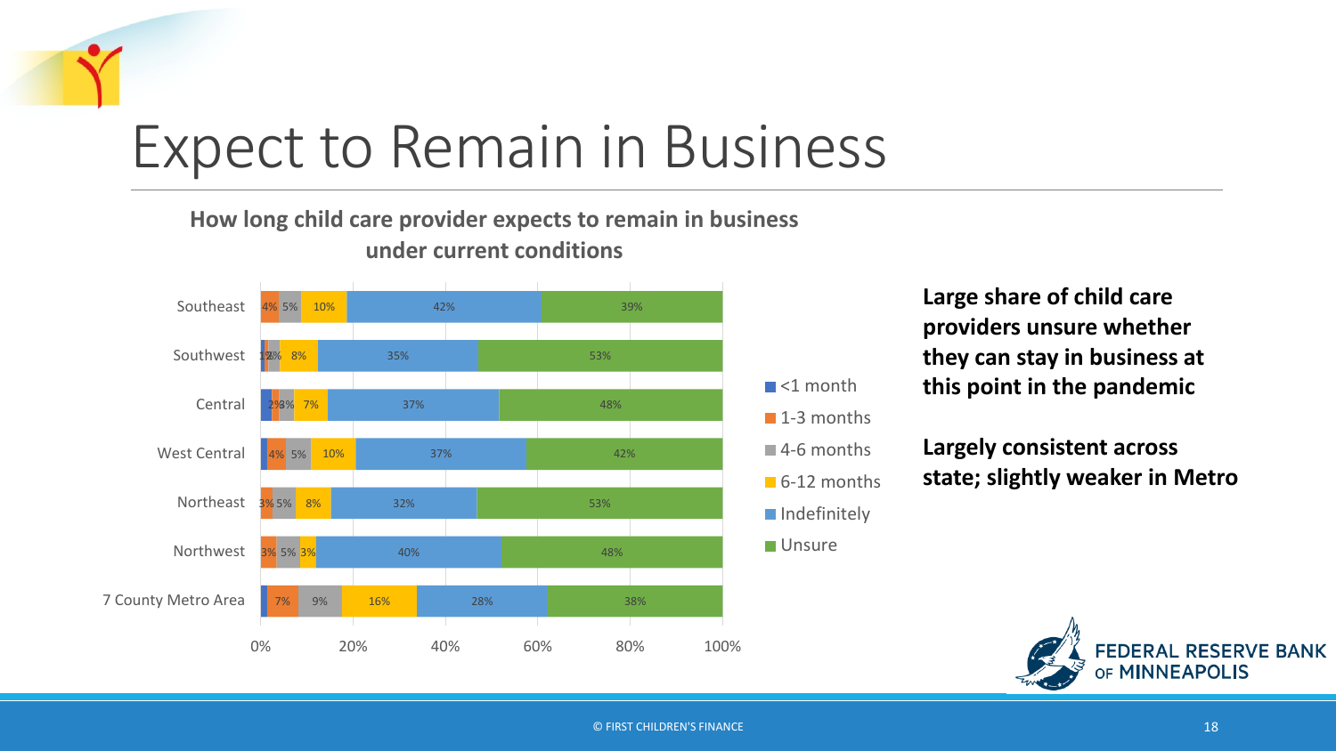# Expect to Remain in Business

**How long child care provider expects to remain in business under current conditions**

| Region | <1 month | 1-3 months | 4-6 months | 6-12 months | Indefinitely | Unsure |
|---|---|---|---|---|---|---|
| Southeast | | 4% | 5% | 10% | 42% | 39% |
| Southwest | 1% | 1% | 2% | 8% | 35% | 53% |
| Central | | 2% | 3% | 7% | 37% | 48% |
| West Central | | 4% | 5% | 10% | 37% | 42% |
| Northeast | | 3% | 5% | 8% | 32% | 53% |
| Northwest | | 3% | 5% | 3% | 40% | 48% |
| 7 County Metro Area | | 7% | 9% | 16% | 28% | 38% |

**Large share of child care providers unsure whether they can stay in business at this point in the pandemic**

**Largely consistent across state; slightly weaker in Metro**

FEDERAL RESERVE BANK OF MINNEAPOLIS

© FIRST CHILDREN'S FINANCE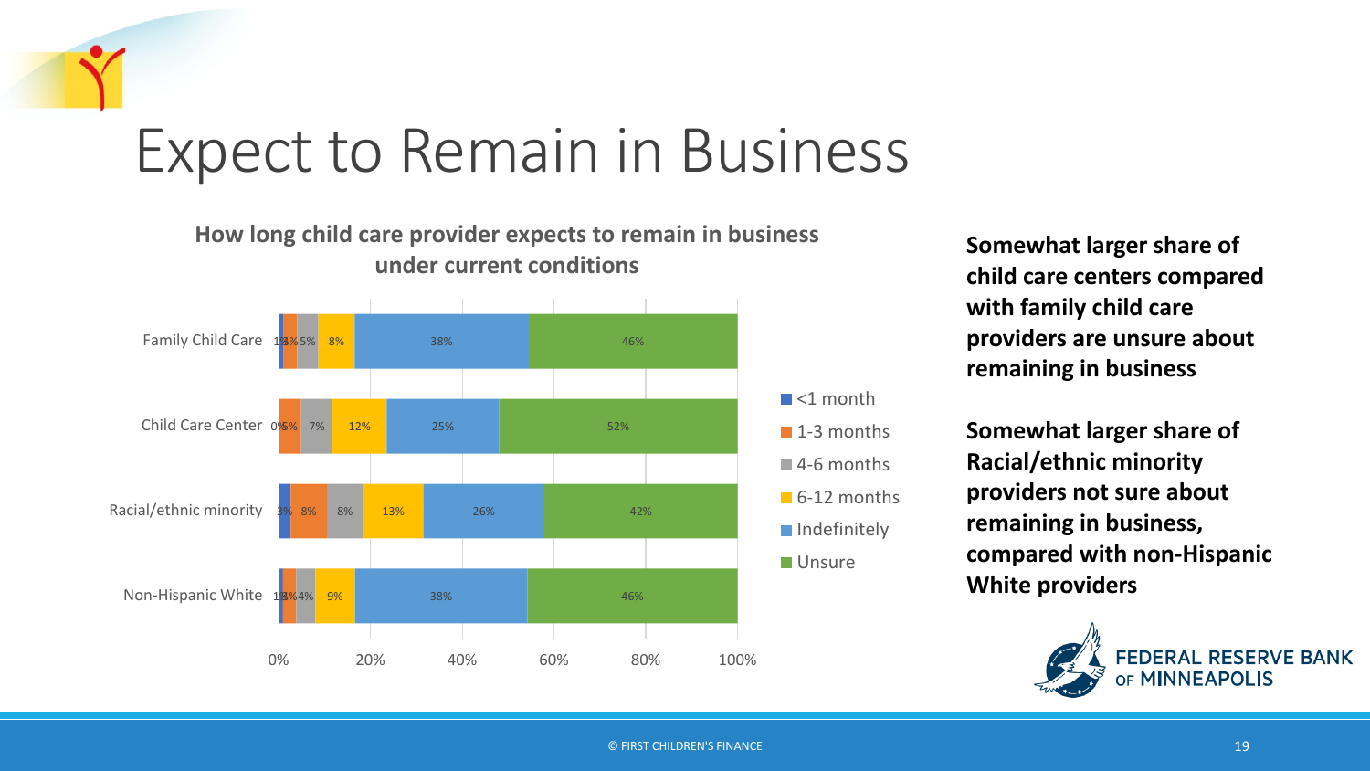# Expect to Remain in Business

**How long child care provider expects to remain in business under current conditions**

| | <1 month | 1-3 months | 4-6 months | 6-12 months | Indefinitely | Unsure |
|---|---|---|---|---|---|---|
| Family Child Care | 1% | 3% | 5% | 8% | 38% | 46% |
| Child Care Center | 0% | 5% | 7% | 12% | 25% | 52% |
| Racial/ethnic minority | 3% | 8% | 8% | 13% | 26% | 42% |
| Non-Hispanic White | 1% | 3% | 4% | 9% | 38% | 46% |

**Somewhat larger share of child care centers compared with family child care providers are unsure about remaining in business**

**Somewhat larger share of Racial/ethnic minority providers not sure about remaining in business, compared with non-Hispanic White providers**

FEDERAL RESERVE BANK OF MINNEAPOLIS

© FIRST CHILDREN'S FINANCE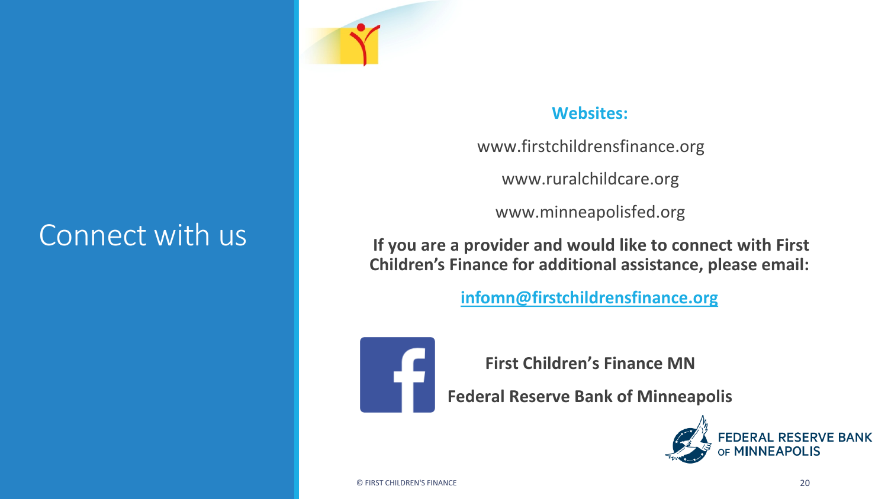# Connect with us

**Websites:**

www.firstchildrensfinance.org

www.ruralchildcare.org

www.minneapolisfed.org

**If you are a provider and would like to connect with First Children's Finance for additional assistance, please email:**

**infomn@firstchildrensfinance.org**

**First Children's Finance MN**

**Federal Reserve Bank of Minneapolis**

FEDERAL RESERVE BANK OF MINNEAPOLIS

© FIRST CHILDREN'S FINANCE